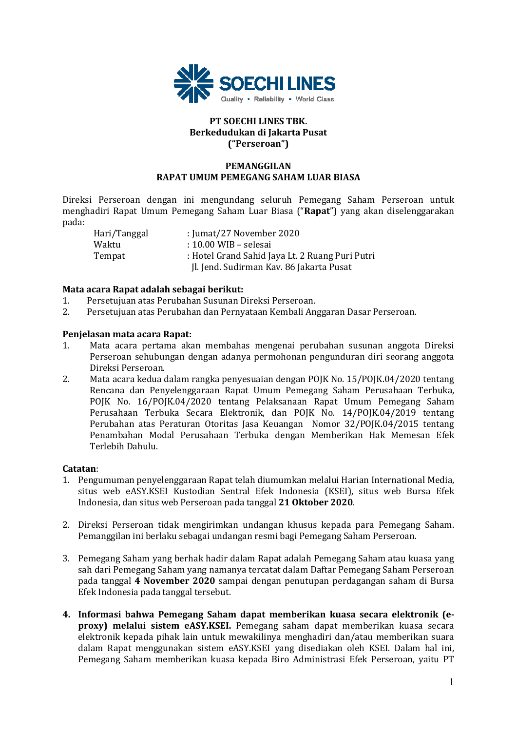**PT SOECHI LINES TBK.**
**Berkedudukan di Jakarta Pusat**
**("Perseroan")**

## PEMANGGILAN
## RAPAT UMUM PEMEGANG SAHAM LUAR BIASA

Direksi Perseroan dengan ini mengundang seluruh Pemegang Saham Perseroan untuk menghadiri Rapat Umum Pemegang Saham Luar Biasa ("**Rapat**") yang akan diselenggarakan pada:

| | |
|---|---|
| Hari/Tanggal | : Jumat/27 November 2020 |
| Waktu | : 10.00 WIB – selesai |
| Tempat | : Hotel Grand Sahid Jaya Lt. 2 Ruang Puri Putri Jl. Jend. Sudirman Kav. 86 Jakarta Pusat |

**Mata acara Rapat adalah sebagai berikut:**

1. Persetujuan atas Perubahan Susunan Direksi Perseroan.
2. Persetujuan atas Perubahan dan Pernyataan Kembali Anggaran Dasar Perseroan.

**Penjelasan mata acara Rapat:**

1. Mata acara pertama akan membahas mengenai perubahan susunan anggota Direksi Perseroan sehubungan dengan adanya permohonan pengunduran diri seorang anggota Direksi Perseroan.
2. Mata acara kedua dalam rangka penyesuaian dengan POJK No. 15/POJK.04/2020 tentang Rencana dan Penyelenggaraan Rapat Umum Pemegang Saham Perusahaan Terbuka, POJK No. 16/POJK.04/2020 tentang Pelaksanaan Rapat Umum Pemegang Saham Perusahaan Terbuka Secara Elektronik, dan POJK No. 14/POJK.04/2019 tentang Perubahan atas Peraturan Otoritas Jasa Keuangan Nomor 32/POJK.04/2015 tentang Penambahan Modal Perusahaan Terbuka dengan Memberikan Hak Memesan Efek Terlebih Dahulu.

**Catatan**:

1. Pengumuman penyelenggaraan Rapat telah diumumkan melalui Harian International Media, situs web eASY.KSEI Kustodian Sentral Efek Indonesia (KSEI), situs web Bursa Efek Indonesia, dan situs web Perseroan pada tanggal **21 Oktober 2020**.

2. Direksi Perseroan tidak mengirimkan undangan khusus kepada para Pemegang Saham. Pemanggilan ini berlaku sebagai undangan resmi bagi Pemegang Saham Perseroan.

3. Pemegang Saham yang berhak hadir dalam Rapat adalah Pemegang Saham atau kuasa yang sah dari Pemegang Saham yang namanya tercatat dalam Daftar Pemegang Saham Perseroan pada tanggal **4 November 2020** sampai dengan penutupan perdagangan saham di Bursa Efek Indonesia pada tanggal tersebut.

4. **Informasi bahwa Pemegang Saham dapat memberikan kuasa secara elektronik (e-proxy) melalui sistem eASY.KSEI.** Pemegang saham dapat memberikan kuasa secara elektronik kepada pihak lain untuk mewakilinya menghadiri dan/atau memberikan suara dalam Rapat menggunakan sistem eASY.KSEI yang disediakan oleh KSEI. Dalam hal ini, Pemegang Saham memberikan kuasa kepada Biro Administrasi Efek Perseroan, yaitu PT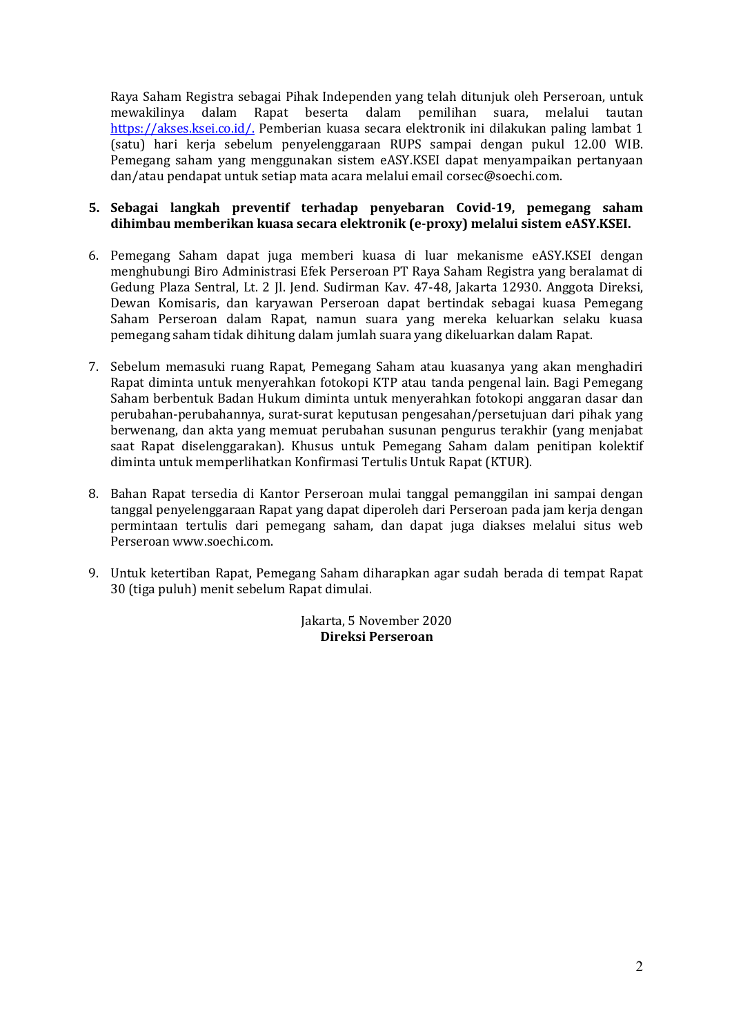Raya Saham Registra sebagai Pihak Independen yang telah ditunjuk oleh Perseroan, untuk mewakilinya dalam Rapat beserta dalam pemilihan suara, melalui tautan [https://akses.ksei.co.id/.](https://akses.ksei.co.id/) Pemberian kuasa secara elektronik ini dilakukan paling lambat 1 (satu) hari kerja sebelum penyelenggaraan RUPS sampai dengan pukul 12.00 WIB. Pemegang saham yang menggunakan sistem eASY.KSEI dapat menyampaikan pertanyaan dan/atau pendapat untuk setiap mata acara melalui email corsec@soechi.com.

5. **Sebagai langkah preventif terhadap penyebaran Covid-19, pemegang saham dihimbau memberikan kuasa secara elektronik (e-proxy) melalui sistem eASY.KSEI.**

6. Pemegang Saham dapat juga memberi kuasa di luar mekanisme eASY.KSEI dengan menghubungi Biro Administrasi Efek Perseroan PT Raya Saham Registra yang beralamat di Gedung Plaza Sentral, Lt. 2 Jl. Jend. Sudirman Kav. 47-48, Jakarta 12930. Anggota Direksi, Dewan Komisaris, dan karyawan Perseroan dapat bertindak sebagai kuasa Pemegang Saham Perseroan dalam Rapat, namun suara yang mereka keluarkan selaku kuasa pemegang saham tidak dihitung dalam jumlah suara yang dikeluarkan dalam Rapat.

7. Sebelum memasuki ruang Rapat, Pemegang Saham atau kuasanya yang akan menghadiri Rapat diminta untuk menyerahkan fotokopi KTP atau tanda pengenal lain. Bagi Pemegang Saham berbentuk Badan Hukum diminta untuk menyerahkan fotokopi anggaran dasar dan perubahan-perubahannya, surat-surat keputusan pengesahan/persetujuan dari pihak yang berwenang, dan akta yang memuat perubahan susunan pengurus terakhir (yang menjabat saat Rapat diselenggarakan). Khusus untuk Pemegang Saham dalam penitipan kolektif diminta untuk memperlihatkan Konfirmasi Tertulis Untuk Rapat (KTUR).

8. Bahan Rapat tersedia di Kantor Perseroan mulai tanggal pemanggilan ini sampai dengan tanggal penyelenggaraan Rapat yang dapat diperoleh dari Perseroan pada jam kerja dengan permintaan tertulis dari pemegang saham, dan dapat juga diakses melalui situs web Perseroan www.soechi.com.

9. Untuk ketertiban Rapat, Pemegang Saham diharapkan agar sudah berada di tempat Rapat 30 (tiga puluh) menit sebelum Rapat dimulai.

Jakarta, 5 November 2020
**Direksi Perseroan**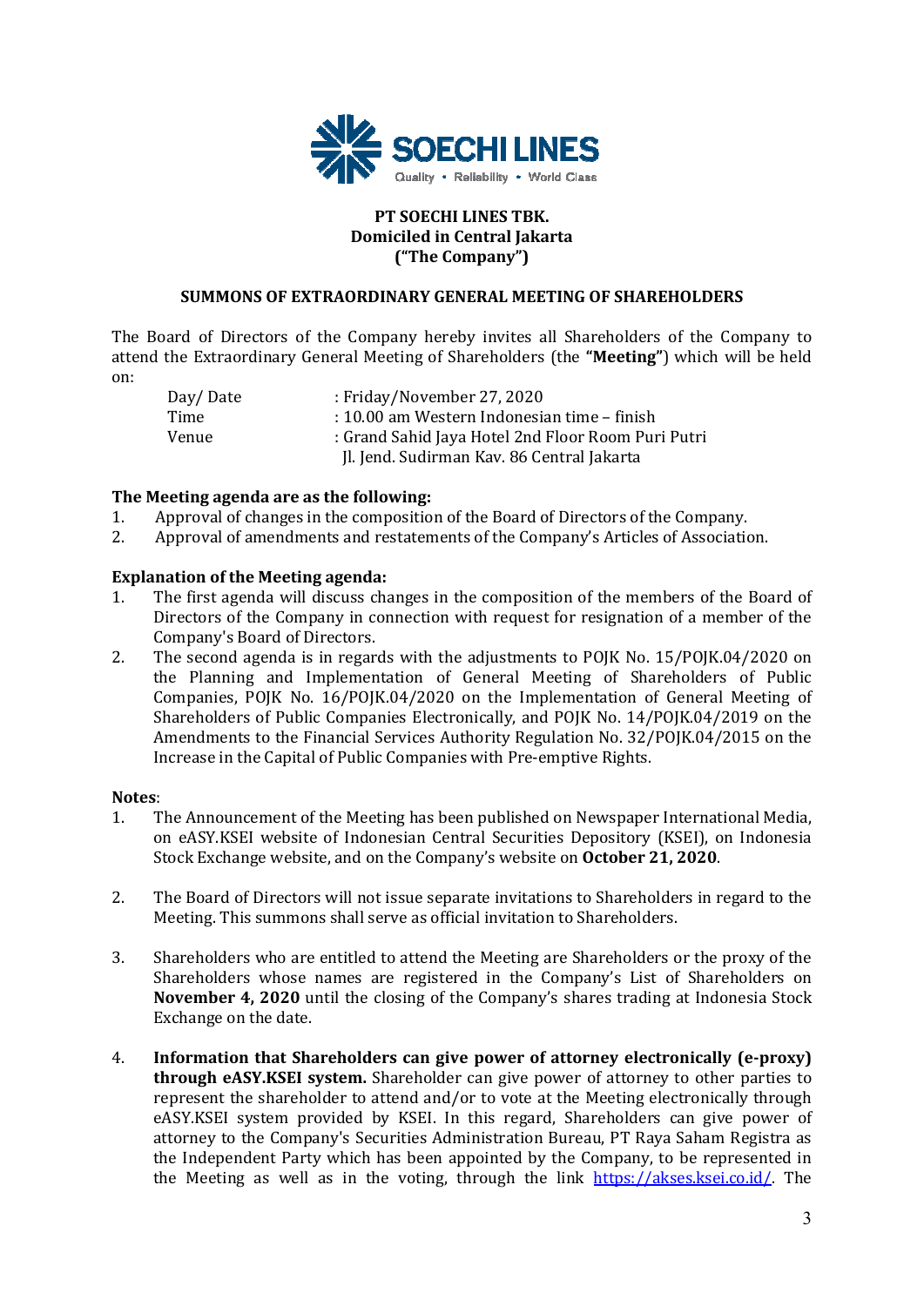**PT SOECHI LINES TBK.**
**Domiciled in Central Jakarta**
**("The Company")**

**SUMMONS OF EXTRAORDINARY GENERAL MEETING OF SHAREHOLDERS**

The Board of Directors of the Company hereby invites all Shareholders of the Company to attend the Extraordinary General Meeting of Shareholders (the **"Meeting"**) which will be held on:

| | |
|---|---|
| Day/ Date | : Friday/November 27, 2020 |
| Time | : 10.00 am Western Indonesian time – finish |
| Venue | : Grand Sahid Jaya Hotel 2nd Floor Room Puri Putri Jl. Jend. Sudirman Kav. 86 Central Jakarta |

**The Meeting agenda are as the following:**

1. Approval of changes in the composition of the Board of Directors of the Company.
2. Approval of amendments and restatements of the Company's Articles of Association.

**Explanation of the Meeting agenda:**

1. The first agenda will discuss changes in the composition of the members of the Board of Directors of the Company in connection with request for resignation of a member of the Company's Board of Directors.
2. The second agenda is in regards with the adjustments to POJK No. 15/POJK.04/2020 on the Planning and Implementation of General Meeting of Shareholders of Public Companies, POJK No. 16/POJK.04/2020 on the Implementation of General Meeting of Shareholders of Public Companies Electronically, and POJK No. 14/POJK.04/2019 on the Amendments to the Financial Services Authority Regulation No. 32/POJK.04/2015 on the Increase in the Capital of Public Companies with Pre-emptive Rights.

**Notes**:

1. The Announcement of the Meeting has been published on Newspaper International Media, on eASY.KSEI website of Indonesian Central Securities Depository (KSEI), on Indonesia Stock Exchange website, and on the Company's website on **October 21, 2020**.

2. The Board of Directors will not issue separate invitations to Shareholders in regard to the Meeting. This summons shall serve as official invitation to Shareholders.

3. Shareholders who are entitled to attend the Meeting are Shareholders or the proxy of the Shareholders whose names are registered in the Company's List of Shareholders on **November 4, 2020** until the closing of the Company's shares trading at Indonesia Stock Exchange on the date.

4. **Information that Shareholders can give power of attorney electronically (e-proxy) through eASY.KSEI system.** Shareholder can give power of attorney to other parties to represent the shareholder to attend and/or to vote at the Meeting electronically through eASY.KSEI system provided by KSEI. In this regard, Shareholders can give power of attorney to the Company's Securities Administration Bureau, PT Raya Saham Registra as the Independent Party which has been appointed by the Company, to be represented in the Meeting as well as in the voting, through the link https://akses.ksei.co.id/. The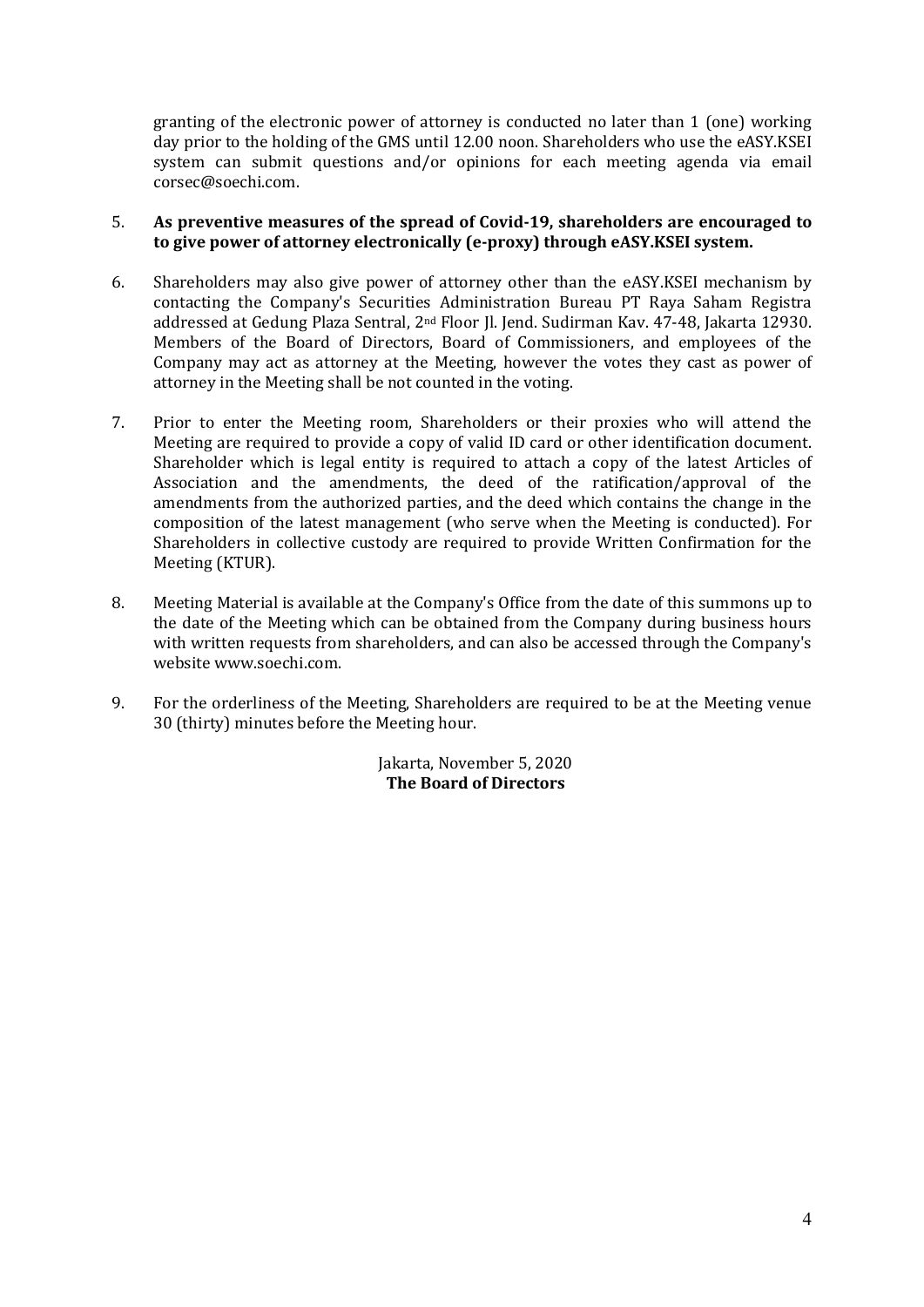granting of the electronic power of attorney is conducted no later than 1 (one) working day prior to the holding of the GMS until 12.00 noon. Shareholders who use the eASY.KSEI system can submit questions and/or opinions for each meeting agenda via email corsec@soechi.com.

5. **As preventive measures of the spread of Covid-19, shareholders are encouraged to to give power of attorney electronically (e-proxy) through eASY.KSEI system.**

6. Shareholders may also give power of attorney other than the eASY.KSEI mechanism by contacting the Company's Securities Administration Bureau PT Raya Saham Registra addressed at Gedung Plaza Sentral, 2nd Floor Jl. Jend. Sudirman Kav. 47-48, Jakarta 12930. Members of the Board of Directors, Board of Commissioners, and employees of the Company may act as attorney at the Meeting, however the votes they cast as power of attorney in the Meeting shall be not counted in the voting.

7. Prior to enter the Meeting room, Shareholders or their proxies who will attend the Meeting are required to provide a copy of valid ID card or other identification document. Shareholder which is legal entity is required to attach a copy of the latest Articles of Association and the amendments, the deed of the ratification/approval of the amendments from the authorized parties, and the deed which contains the change in the composition of the latest management (who serve when the Meeting is conducted). For Shareholders in collective custody are required to provide Written Confirmation for the Meeting (KTUR).

8. Meeting Material is available at the Company's Office from the date of this summons up to the date of the Meeting which can be obtained from the Company during business hours with written requests from shareholders, and can also be accessed through the Company's website www.soechi.com.

9. For the orderliness of the Meeting, Shareholders are required to be at the Meeting venue 30 (thirty) minutes before the Meeting hour.

Jakarta, November 5, 2020

**The Board of Directors**